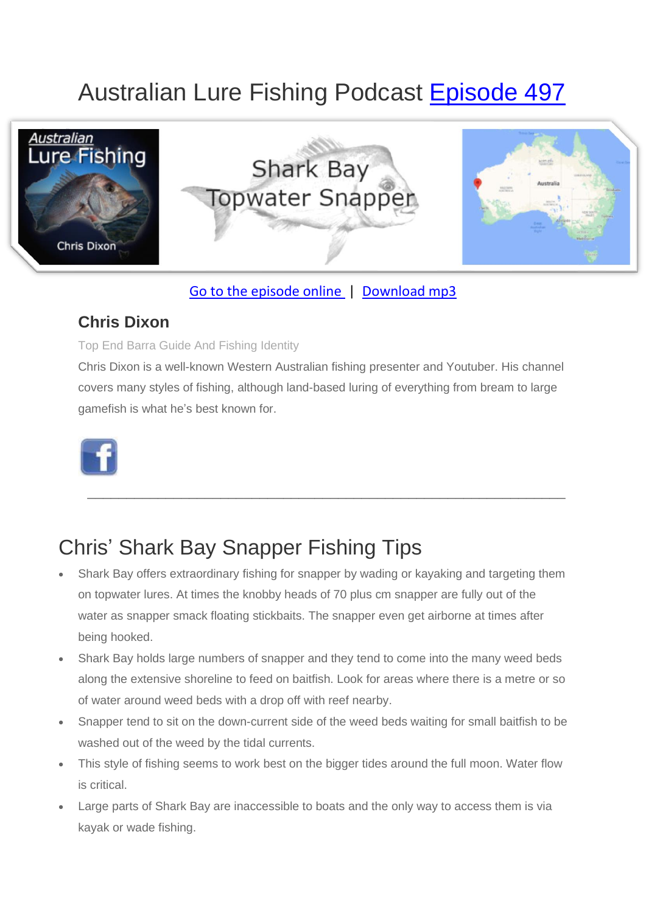# Australian Lure Fishing Podcast Episode 497

Go to the episode online | Download mp3

### Chris Dixon

Top End Barra Guide And Fishing Identity

Chris Dixon is a well-known Western Australian fishing presenter and Youtuber. His channel covers many styles of fishing, although land-based luring of everything from bream to large gamefish is what he's best known for.

---

## Chris' Shark Bay Snapper Fishing Tips

- Shark Bay offers extraordinary fishing for snapper by wading or kayaking and targeting them on topwater lures. At times the knobby heads of 70 plus cm snapper are fully out of the water as snapper smack floating stickbaits. The snapper even get airborne at times after being hooked.
- Shark Bay holds large numbers of snapper and they tend to come into the many weed beds along the extensive shoreline to feed on baitfish. Look for areas where there is a metre or so of water around weed beds with a drop off with reef nearby.
- Snapper tend to sit on the down-current side of the weed beds waiting for small baitfish to be washed out of the weed by the tidal currents.
- This style of fishing seems to work best on the bigger tides around the full moon. Water flow is critical.
- Large parts of Shark Bay are inaccessible to boats and the only way to access them is via kayak or wade fishing.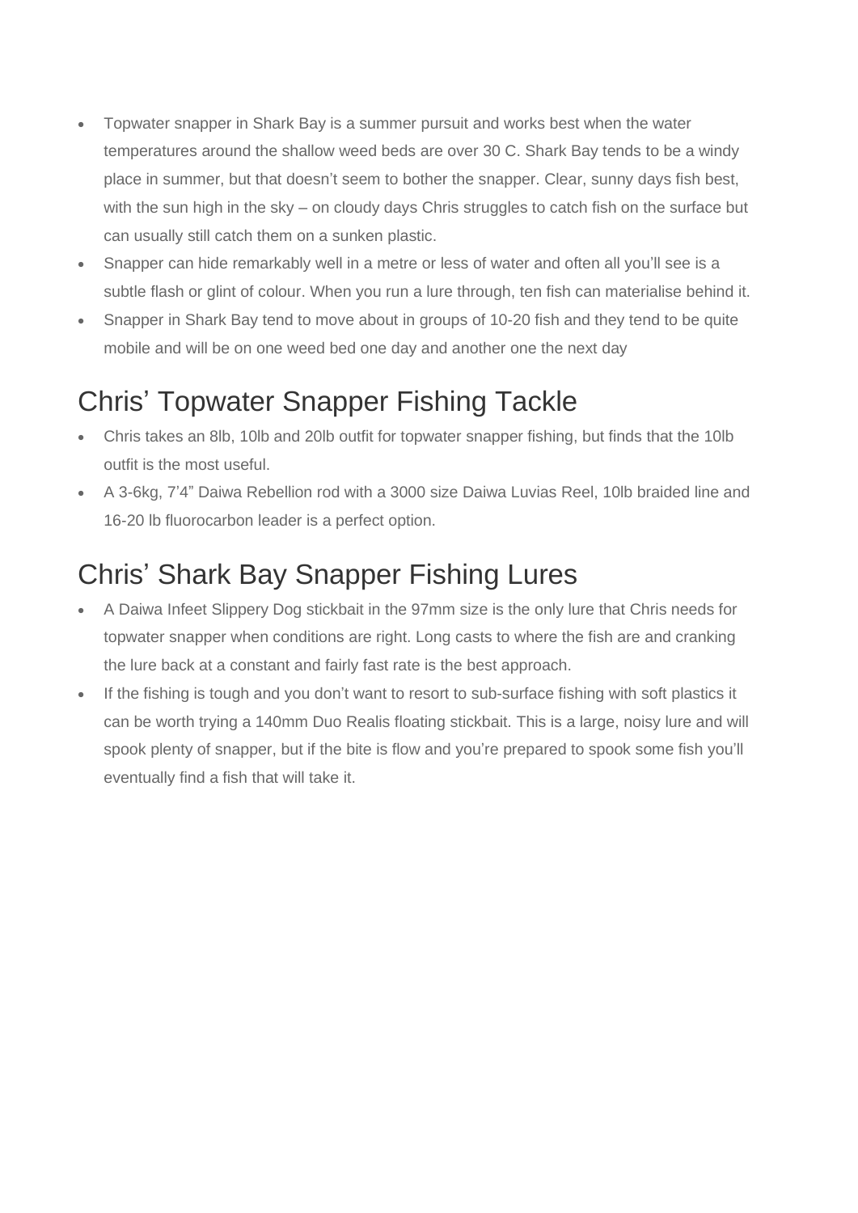- Topwater snapper in Shark Bay is a summer pursuit and works best when the water temperatures around the shallow weed beds are over 30 C. Shark Bay tends to be a windy place in summer, but that doesn't seem to bother the snapper. Clear, sunny days fish best, with the sun high in the sky – on cloudy days Chris struggles to catch fish on the surface but can usually still catch them on a sunken plastic.
- Snapper can hide remarkably well in a metre or less of water and often all you'll see is a subtle flash or glint of colour. When you run a lure through, ten fish can materialise behind it.
- Snapper in Shark Bay tend to move about in groups of 10-20 fish and they tend to be quite mobile and will be on one weed bed one day and another one the next day

## Chris' Topwater Snapper Fishing Tackle

- Chris takes an 8lb, 10lb and 20lb outfit for topwater snapper fishing, but finds that the 10lb outfit is the most useful.
- A 3-6kg, 7'4" Daiwa Rebellion rod with a 3000 size Daiwa Luvias Reel, 10lb braided line and 16-20 lb fluorocarbon leader is a perfect option.

## Chris' Shark Bay Snapper Fishing Lures

- A Daiwa Infeet Slippery Dog stickbait in the 97mm size is the only lure that Chris needs for topwater snapper when conditions are right. Long casts to where the fish are and cranking the lure back at a constant and fairly fast rate is the best approach.
- If the fishing is tough and you don't want to resort to sub-surface fishing with soft plastics it can be worth trying a 140mm Duo Realis floating stickbait. This is a large, noisy lure and will spook plenty of snapper, but if the bite is flow and you're prepared to spook some fish you'll eventually find a fish that will take it.